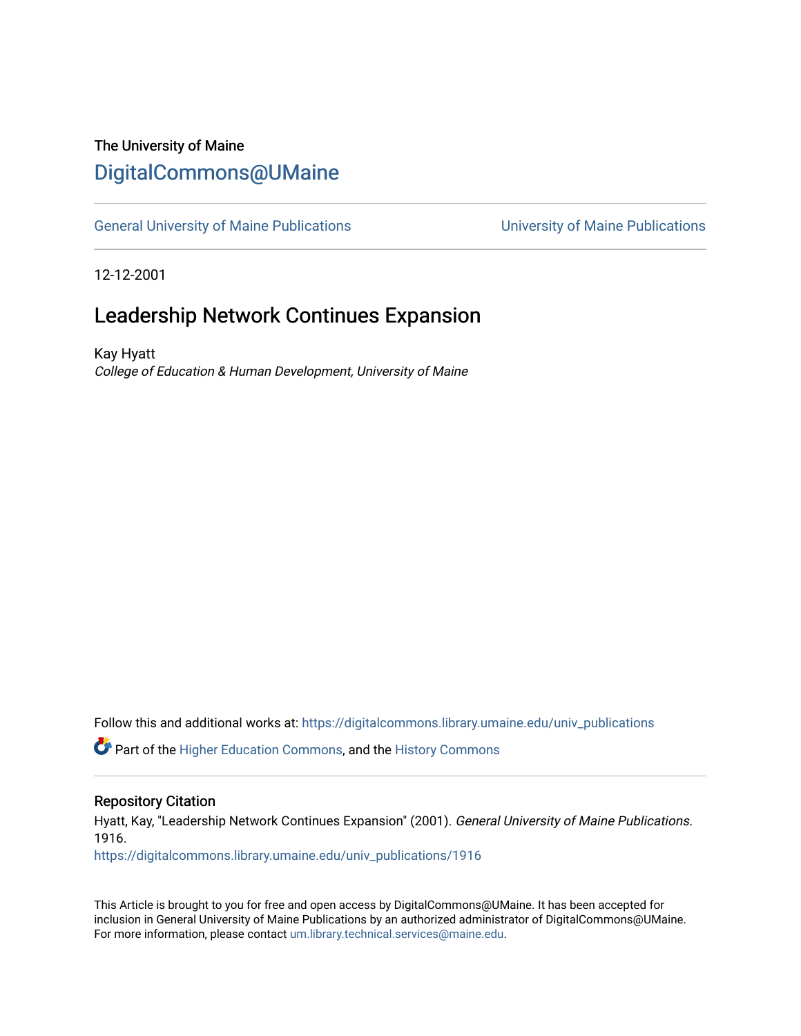The University of Maine

DigitalCommons@UMaine

General University of Maine Publications | University of Maine Publications

12-12-2001

# Leadership Network Continues Expansion

Kay Hyatt

*College of Education & Human Development, University of Maine*

Follow this and additional works at: https://digitalcommons.library.umaine.edu/univ_publications

Part of the Higher Education Commons, and the History Commons

## Repository Citation

Hyatt, Kay, "Leadership Network Continues Expansion" (2001). *General University of Maine Publications*. 1916.

https://digitalcommons.library.umaine.edu/univ_publications/1916

This Article is brought to you for free and open access by DigitalCommons@UMaine. It has been accepted for inclusion in General University of Maine Publications by an authorized administrator of DigitalCommons@UMaine. For more information, please contact um.library.technical.services@maine.edu.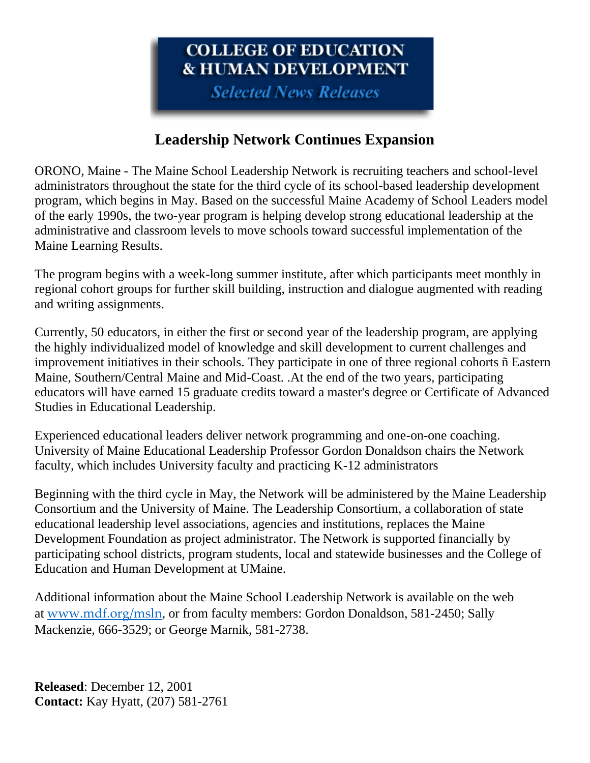**COLLEGE OF EDUCATION & HUMAN DEVELOPMENT**

*Selected News Releases*

# Leadership Network Continues Expansion

ORONO, Maine - The Maine School Leadership Network is recruiting teachers and school-level administrators throughout the state for the third cycle of its school-based leadership development program, which begins in May. Based on the successful Maine Academy of School Leaders model of the early 1990s, the two-year program is helping develop strong educational leadership at the administrative and classroom levels to move schools toward successful implementation of the Maine Learning Results.

The program begins with a week-long summer institute, after which participants meet monthly in regional cohort groups for further skill building, instruction and dialogue augmented with reading and writing assignments.

Currently, 50 educators, in either the first or second year of the leadership program, are applying the highly individualized model of knowledge and skill development to current challenges and improvement initiatives in their schools. They participate in one of three regional cohorts ñ Eastern Maine, Southern/Central Maine and Mid-Coast. .At the end of the two years, participating educators will have earned 15 graduate credits toward a master's degree or Certificate of Advanced Studies in Educational Leadership.

Experienced educational leaders deliver network programming and one-on-one coaching. University of Maine Educational Leadership Professor Gordon Donaldson chairs the Network faculty, which includes University faculty and practicing K-12 administrators

Beginning with the third cycle in May, the Network will be administered by the Maine Leadership Consortium and the University of Maine. The Leadership Consortium, a collaboration of state educational leadership level associations, agencies and institutions, replaces the Maine Development Foundation as project administrator. The Network is supported financially by participating school districts, program students, local and statewide businesses and the College of Education and Human Development at UMaine.

Additional information about the Maine School Leadership Network is available on the web at www.mdf.org/msln, or from faculty members: Gordon Donaldson, 581-2450; Sally Mackenzie, 666-3529; or George Marnik, 581-2738.

**Released**: December 12, 2001
**Contact:** Kay Hyatt, (207) 581-2761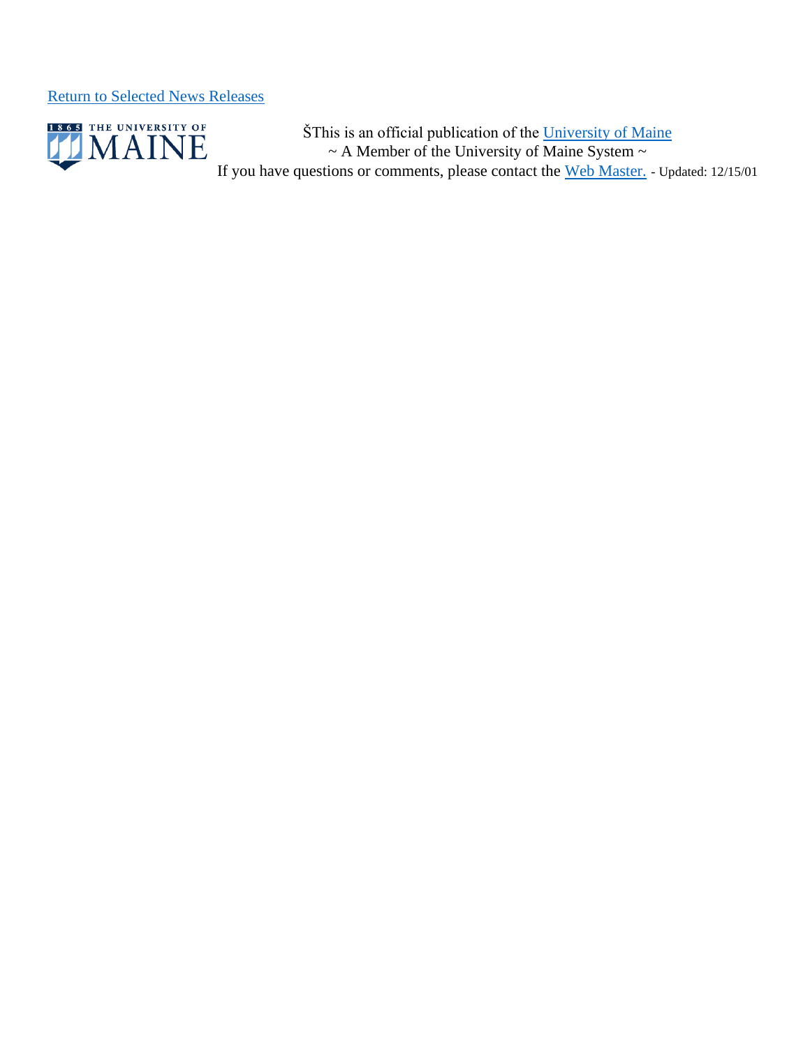Return to Selected News Releases

THE UNIVERSITY OF MAINE

ŠThis is an official publication of the University of Maine
~ A Member of the University of Maine System ~
If you have questions or comments, please contact the Web Master. - Updated: 12/15/01